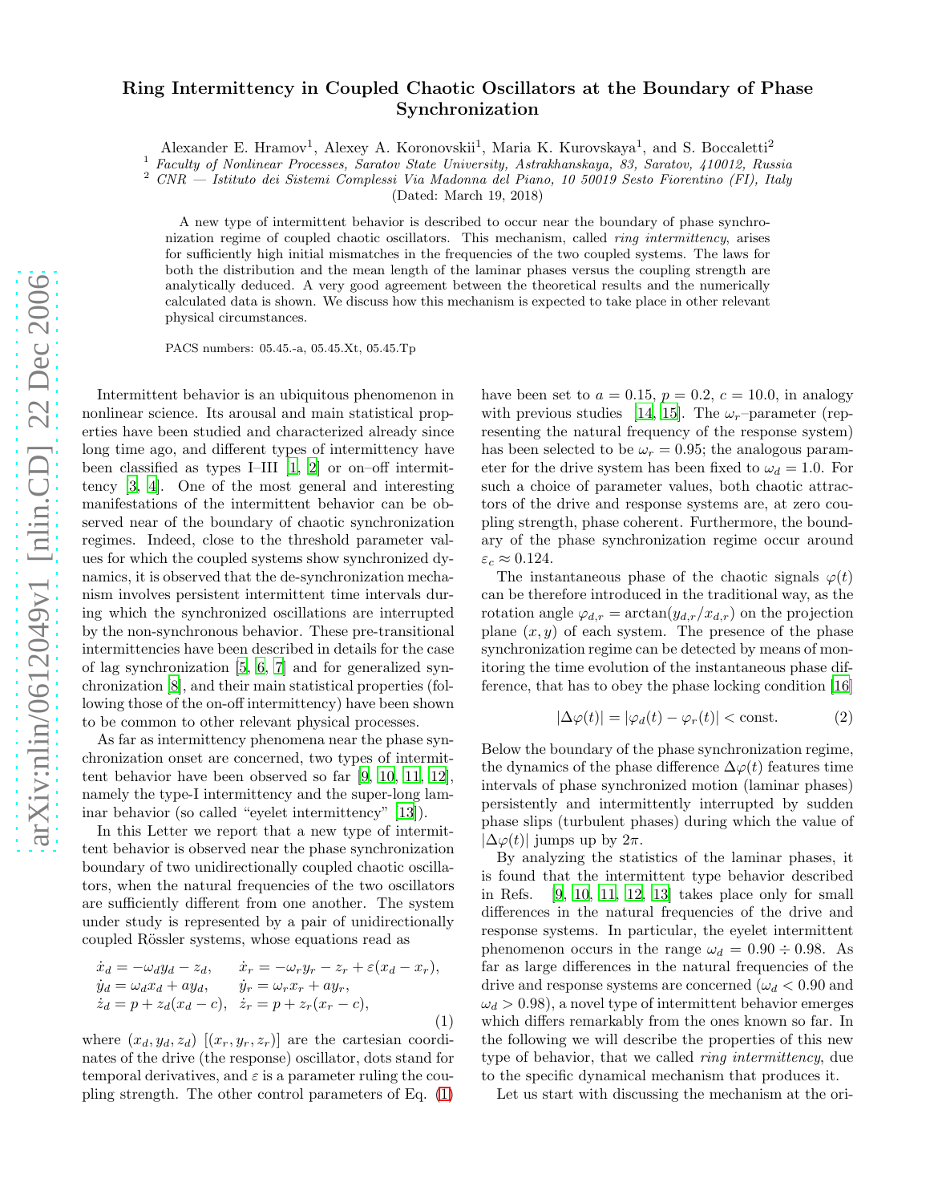# Ring Intermittency in Coupled Chaotic Oscillators at the Boundary of Phase Synchronization

Alexander E. Hramov[1], Alexey A. Koronovskii[1], Maria K. Kurovskaya[1], and S. Boccaletti[2]

[1] *Faculty of Nonlinear Processes, Saratov State University, Astrakhanskaya, 83, Saratov, 410012, Russia*

[2] *CNR — Istituto dei Sistemi Complessi Via Madonna del Piano, 10 50019 Sesto Fiorentino (FI), Italy*

(Dated: March 19, 2018)

A new type of intermittent behavior is described to occur near the boundary of phase synchronization regime of coupled chaotic oscillators. This mechanism, called *ring intermittency*, arises for sufficiently high initial mismatches in the frequencies of the two coupled systems. The laws for both the distribution and the mean length of the laminar phases versus the coupling strength are analytically deduced. A very good agreement between the theoretical results and the numerically calculated data is shown. We discuss how this mechanism is expected to take place in other relevant physical circumstances.

PACS numbers: 05.45.-a, 05.45.Xt, 05.45.Tp

Intermittent behavior is an ubiquitous phenomenon in nonlinear science. Its arousal and main statistical properties have been studied and characterized already since long time ago, and different types of intermittency have been classified as types I–III [1, 2] or on–off intermittency [3, 4]. One of the most general and interesting manifestations of the intermittent behavior can be observed near of the boundary of chaotic synchronization regimes. Indeed, close to the threshold parameter values for which the coupled systems show synchronized dynamics, it is observed that the de-synchronization mechanism involves persistent intermittent time intervals during which the synchronized oscillations are interrupted by the non-synchronous behavior. These pre-transitional intermittencies have been described in details for the case of lag synchronization [5, 6, 7] and for generalized synchronization [8], and their main statistical properties (following those of the on-off intermittency) have been shown to be common to other relevant physical processes.

As far as intermittency phenomena near the phase synchronization onset are concerned, two types of intermittent behavior have been observed so far [9, 10, 11, 12], namely the type-I intermittency and the super-long laminar behavior (so called "eyelet intermittency" [13]).

In this Letter we report that a new type of intermittent behavior is observed near the phase synchronization boundary of two unidirectionally coupled chaotic oscillators, when the natural frequencies of the two oscillators are sufficiently different from one another. The system under study is represented by a pair of unidirectionally coupled Rössler systems, whose equations read as

$$
\begin{aligned}
\dot{x}_d &= -\omega_d y_d - z_d, & \dot{x}_r &= -\omega_r y_r - z_r + \varepsilon(x_d - x_r),\\
\dot{y}_d &= \omega_d x_d + a y_d, & \dot{y}_r &= \omega_r x_r + a y_r,\\
\dot{z}_d &= p + z_d(x_d - c), & \dot{z}_r &= p + z_r(x_r - c),
\end{aligned}
\tag{1}
$$

where $(x_d, y_d, z_d)$ $[(x_r, y_r, z_r)]$ are the cartesian coordinates of the drive (the response) oscillator, dots stand for temporal derivatives, and $\varepsilon$ is a parameter ruling the coupling strength. The other control parameters of Eq. (1) have been set to $a = 0.15$, $p = 0.2$, $c = 10.0$, in analogy with previous studies [14, 15]. The $\omega_r$–parameter (representing the natural frequency of the response system) has been selected to be $\omega_r = 0.95$; the analogous parameter for the drive system has been fixed to $\omega_d = 1.0$. For such a choice of parameter values, both chaotic attractors of the drive and response systems are, at zero coupling strength, phase coherent. Furthermore, the boundary of the phase synchronization regime occur around $\varepsilon_c \approx 0.124$.

The instantaneous phase of the chaotic signals $\varphi(t)$ can be therefore introduced in the traditional way, as the rotation angle $\varphi_{d,r} = \arctan(y_{d,r}/x_{d,r})$ on the projection plane $(x, y)$ of each system. The presence of the phase synchronization regime can be detected by means of monitoring the time evolution of the instantaneous phase difference, that has to obey the phase locking condition [16]

$$
|\Delta\varphi(t)| = |\varphi_d(t) - \varphi_r(t)| < \text{const.} \tag{2}
$$

Below the boundary of the phase synchronization regime, the dynamics of the phase difference $\Delta\varphi(t)$ features time intervals of phase synchronized motion (laminar phases) persistently and intermittently interrupted by sudden phase slips (turbulent phases) during which the value of $|\Delta\varphi(t)|$ jumps up by $2\pi$.

By analyzing the statistics of the laminar phases, it is found that the intermittent type behavior described in Refs. [9, 10, 11, 12, 13] takes place only for small differences in the natural frequencies of the drive and response systems. In particular, the eyelet intermittent phenomenon occurs in the range $\omega_d = 0.90 \div 0.98$. As far as large differences in the natural frequencies of the drive and response systems are concerned ($\omega_d < 0.90$ and $\omega_d > 0.98$), a novel type of intermittent behavior emerges which differs remarkably from the ones known so far. In the following we will describe the properties of this new type of behavior, that we called *ring intermittency*, due to the specific dynamical mechanism that produces it.

Let us start with discussing the mechanism at the ori-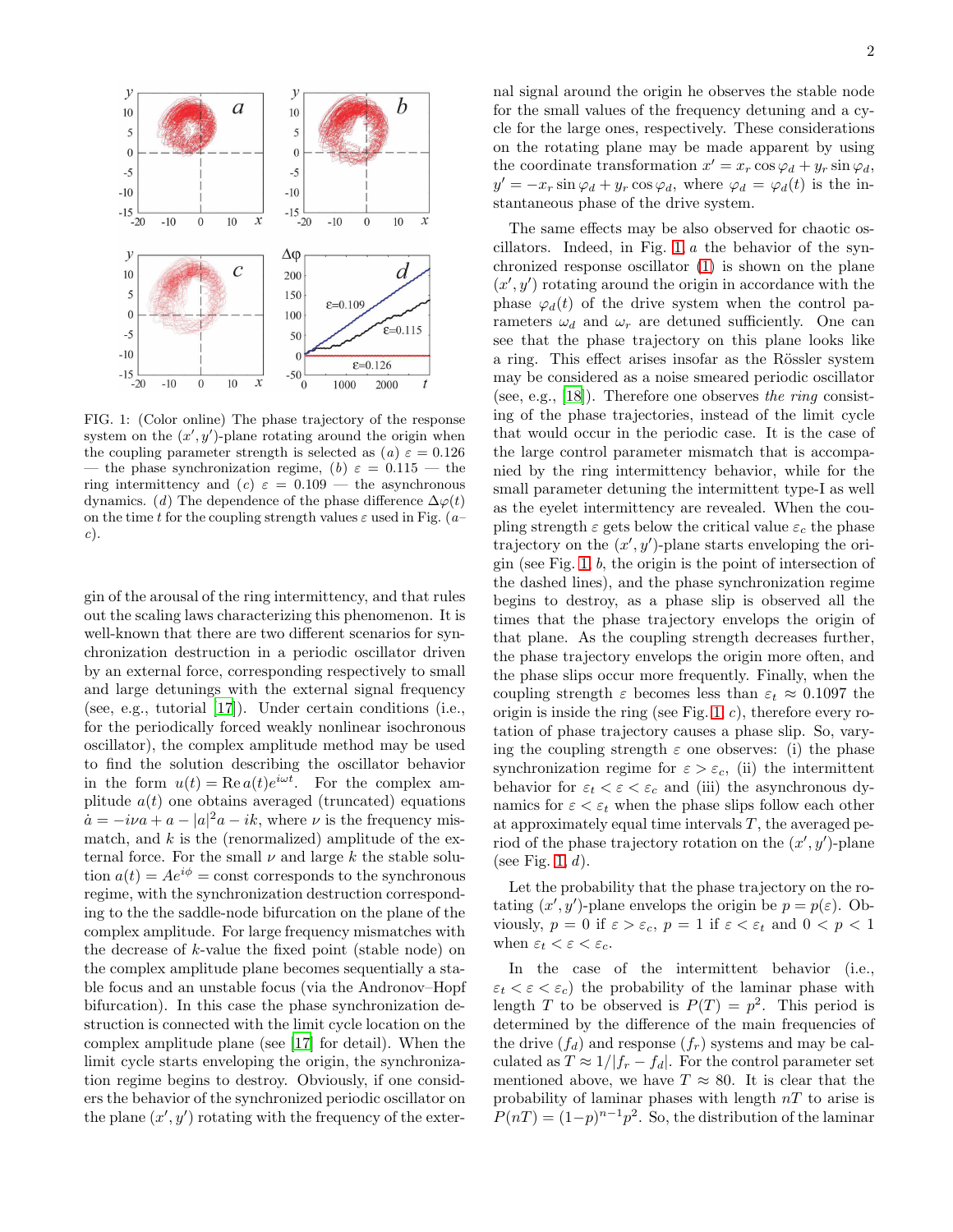FIG. 1: (Color online) The phase trajectory of the response system on the $(x', y')$-plane rotating around the origin when the coupling parameter strength is selected as $(a)$ $\varepsilon = 0.126$ — the phase synchronization regime, $(b)$ $\varepsilon = 0.115$ — the ring intermittency and $(c)$ $\varepsilon = 0.109$ — the asynchronous dynamics. $(d)$ The dependence of the phase difference $\Delta\varphi(t)$ on the time $t$ for the coupling strength values $\varepsilon$ used in Fig. $(a$–$c)$.

gin of the arousal of the ring intermittency, and that rules out the scaling laws characterizing this phenomenon. It is well-known that there are two different scenarios for synchronization destruction in a periodic oscillator driven by an external force, corresponding respectively to small and large detunings with the external signal frequency (see, e.g., tutorial [17]). Under certain conditions (i.e., for the periodically forced weakly nonlinear isochronous oscillator), the complex amplitude method may be used to find the solution describing the oscillator behavior in the form $u(t) = \mathrm{Re}\, a(t)e^{i\omega t}$. For the complex amplitude $a(t)$ one obtains averaged (truncated) equations $\dot{a} = -i\nu a + a - |a|^2 a - ik$, where $\nu$ is the frequency mismatch, and $k$ is the (renormalized) amplitude of the external force. For the small $\nu$ and large $k$ the stable solution $a(t) = Ae^{i\phi} = \mathrm{const}$ corresponds to the synchronous regime, with the synchronization destruction corresponding to the the saddle-node bifurcation on the plane of the complex amplitude. For large frequency mismatches with the decrease of $k$-value the fixed point (stable node) on the complex amplitude plane becomes sequentially a stable focus and an unstable focus (via the Andronov–Hopf bifurcation). In this case the phase synchronization destruction is connected with the limit cycle location on the complex amplitude plane (see [17] for detail). When the limit cycle starts enveloping the origin, the synchronization regime begins to destroy. Obviously, if one considers the behavior of the synchronized periodic oscillator on the plane $(x', y')$ rotating with the frequency of the external signal around the origin he observes the stable node for the small values of the frequency detuning and a cycle for the large ones, respectively. These considerations on the rotating plane may be made apparent by using the coordinate transformation $x' = x_r \cos\varphi_d + y_r \sin\varphi_d$, $y' = -x_r \sin\varphi_d + y_r \cos\varphi_d$, where $\varphi_d = \varphi_d(t)$ is the instantaneous phase of the drive system.

The same effects may be also observed for chaotic oscillators. Indeed, in Fig. 1 $a$ the behavior of the synchronized response oscillator (1) is shown on the plane $(x', y')$ rotating around the origin in accordance with the phase $\varphi_d(t)$ of the drive system when the control parameters $\omega_d$ and $\omega_r$ are detuned sufficiently. One can see that the phase trajectory on this plane looks like a ring. This effect arises insofar as the Rössler system may be considered as a noise smeared periodic oscillator (see, e.g., [18]). Therefore one observes *the ring* consisting of the phase trajectories, instead of the limit cycle that would occur in the periodic case. It is the case of the large control parameter mismatch that is accompanied by the ring intermittency behavior, while for the small parameter detuning the intermittent type-I as well as the eyelet intermittency are revealed. When the coupling strength $\varepsilon$ gets below the critical value $\varepsilon_c$ the phase trajectory on the $(x', y')$-plane starts enveloping the origin (see Fig. 1 $b$, the origin is the point of intersection of the dashed lines), and the phase synchronization regime begins to destroy, as a phase slip is observed all the times that the phase trajectory envelops the origin of that plane. As the coupling strength decreases further, the phase trajectory envelops the origin more often, and the phase slips occur more frequently. Finally, when the coupling strength $\varepsilon$ becomes less than $\varepsilon_t \approx 0.1097$ the origin is inside the ring (see Fig. 1 $c$), therefore every rotation of phase trajectory causes a phase slip. So, varying the coupling strength $\varepsilon$ one observes: (i) the phase synchronization regime for $\varepsilon > \varepsilon_c$, (ii) the intermittent behavior for $\varepsilon_t < \varepsilon < \varepsilon_c$ and (iii) the asynchronous dynamics for $\varepsilon < \varepsilon_t$ when the phase slips follow each other at approximately equal time intervals $T$, the averaged period of the phase trajectory rotation on the $(x', y')$-plane (see Fig. 1 $d$).

Let the probability that the phase trajectory on the rotating $(x', y')$-plane envelops the origin be $p = p(\varepsilon)$. Obviously, $p = 0$ if $\varepsilon > \varepsilon_c$, $p = 1$ if $\varepsilon < \varepsilon_t$ and $0 < p < 1$ when $\varepsilon_t < \varepsilon < \varepsilon_c$.

In the case of the intermittent behavior (i.e., $\varepsilon_t < \varepsilon < \varepsilon_c$) the probability of the laminar phase with length $T$ to be observed is $P(T) = p^2$. This period is determined by the difference of the main frequencies of the drive ($f_d$) and response ($f_r$) systems and may be calculated as $T \approx 1/|f_r - f_d|$. For the control parameter set mentioned above, we have $T \approx 80$. It is clear that the probability of laminar phases with length $nT$ to arise is $P(nT) = (1-p)^{n-1}p^2$. So, the distribution of the laminar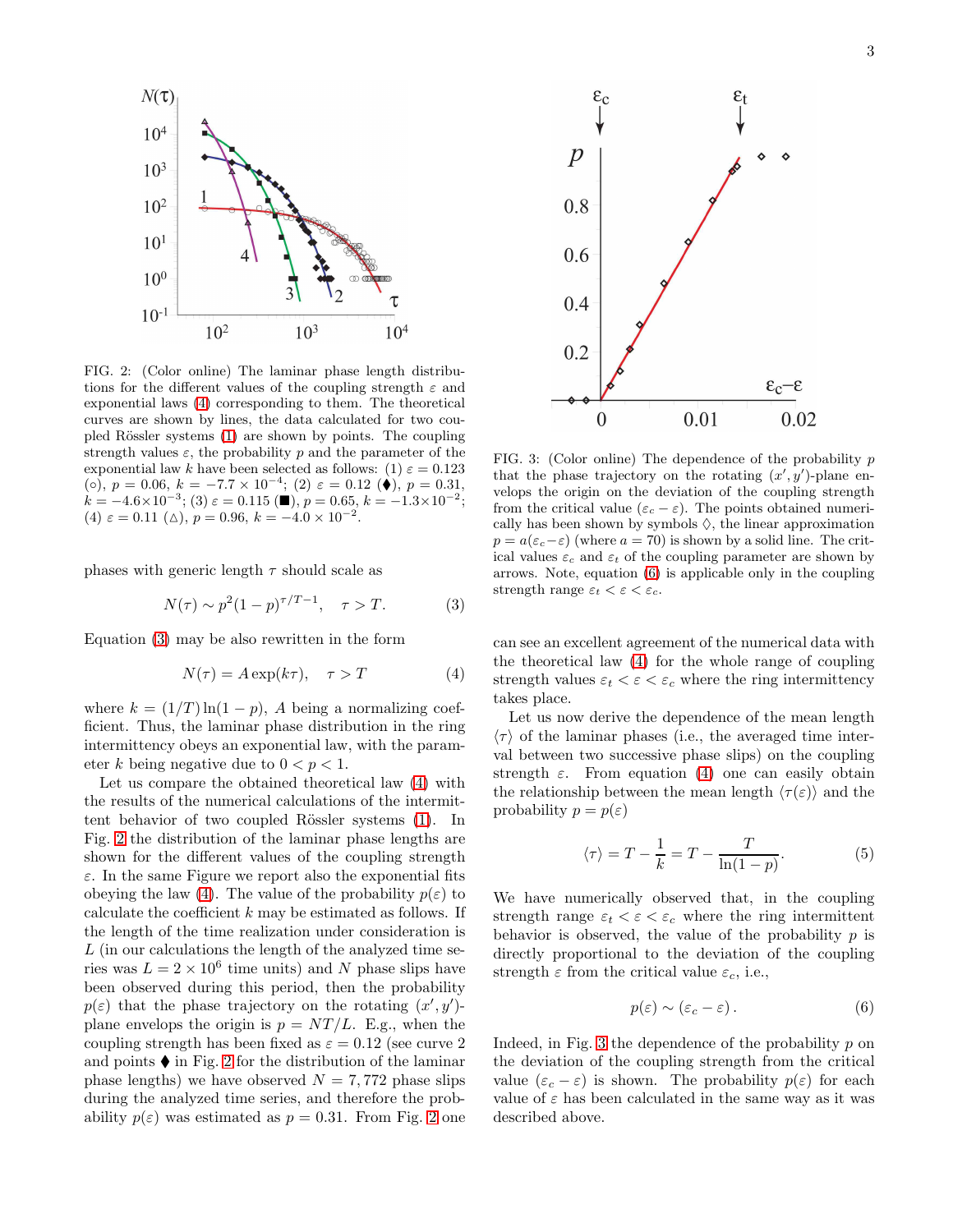FIG. 2: (Color online) The laminar phase length distributions for the different values of the coupling strength $\varepsilon$ and exponential laws (4) corresponding to them. The theoretical curves are shown by lines, the data calculated for two coupled Rössler systems (1) are shown by points. The coupling strength values $\varepsilon$, the probability $p$ and the parameter of the exponential law $k$ have been selected as follows: (1) $\varepsilon = 0.123$ (○), $p = 0.06$, $k = -7.7 \times 10^{-4}$; (2) $\varepsilon = 0.12$ (♦), $p = 0.31$, $k = -4.6 \times 10^{-3}$; (3) $\varepsilon = 0.115$ (■), $p = 0.65$, $k = -1.3 \times 10^{-2}$; (4) $\varepsilon = 0.11$ (△), $p = 0.96$, $k = -4.0 \times 10^{-2}$.

phases with generic length $\tau$ should scale as

$$N(\tau) \sim p^2(1-p)^{\tau/T-1}, \quad \tau > T. \tag{3}$$

Equation (3) may be also rewritten in the form

$$N(\tau) = A\exp(k\tau), \quad \tau > T \tag{4}$$

where $k = (1/T)\ln(1-p)$, $A$ being a normalizing coefficient. Thus, the laminar phase distribution in the ring intermittency obeys an exponential law, with the parameter $k$ being negative due to $0 < p < 1$.

Let us compare the obtained theoretical law (4) with the results of the numerical calculations of the intermittent behavior of two coupled Rössler systems (1). In Fig. 2 the distribution of the laminar phase lengths are shown for the different values of the coupling strength $\varepsilon$. In the same Figure we report also the exponential fits obeying the law (4). The value of the probability $p(\varepsilon)$ to calculate the coefficient $k$ may be estimated as follows. If the length of the time realization under consideration is $L$ (in our calculations the length of the analyzed time series was $L = 2 \times 10^6$ time units) and $N$ phase slips have been observed during this period, then the probability $p(\varepsilon)$ that the phase trajectory on the rotating $(x', y')$-plane envelops the origin is $p = NT/L$. E.g., when the coupling strength has been fixed as $\varepsilon = 0.12$ (see curve 2 and points ♦ in Fig. 2 for the distribution of the laminar phase lengths) we have observed $N = 7,772$ phase slips during the analyzed time series, and therefore the probability $p(\varepsilon)$ was estimated as $p = 0.31$. From Fig. 2 one can see an excellent agreement of the numerical data with the theoretical law (4) for the whole range of coupling strength values $\varepsilon_t < \varepsilon < \varepsilon_c$ where the ring intermittency takes place.

FIG. 3: (Color online) The dependence of the probability $p$ that the phase trajectory on the rotating $(x', y')$-plane envelops the origin on the deviation of the coupling strength from the critical value $(\varepsilon_c - \varepsilon)$. The points obtained numerically has been shown by symbols ◊, the linear approximation $p = a(\varepsilon_c - \varepsilon)$ (where $a = 70$) is shown by a solid line. The critical values $\varepsilon_c$ and $\varepsilon_t$ of the coupling parameter are shown by arrows. Note, equation (6) is applicable only in the coupling strength range $\varepsilon_t < \varepsilon < \varepsilon_c$.

Let us now derive the dependence of the mean length $\langle\tau\rangle$ of the laminar phases (i.e., the averaged time interval between two successive phase slips) on the coupling strength $\varepsilon$. From equation (4) one can easily obtain the relationship between the mean length $\langle\tau(\varepsilon)\rangle$ and the probability $p = p(\varepsilon)$

$$\langle\tau\rangle = T - \frac{1}{k} = T - \frac{T}{\ln(1-p)}. \tag{5}$$

We have numerically observed that, in the coupling strength range $\varepsilon_t < \varepsilon < \varepsilon_c$ where the ring intermittent behavior is observed, the value of the probability $p$ is directly proportional to the deviation of the coupling strength $\varepsilon$ from the critical value $\varepsilon_c$, i.e.,

$$p(\varepsilon) \sim (\varepsilon_c - \varepsilon). \tag{6}$$

Indeed, in Fig. 3 the dependence of the probability $p$ on the deviation of the coupling strength from the critical value $(\varepsilon_c - \varepsilon)$ is shown. The probability $p(\varepsilon)$ for each value of $\varepsilon$ has been calculated in the same way as it was described above.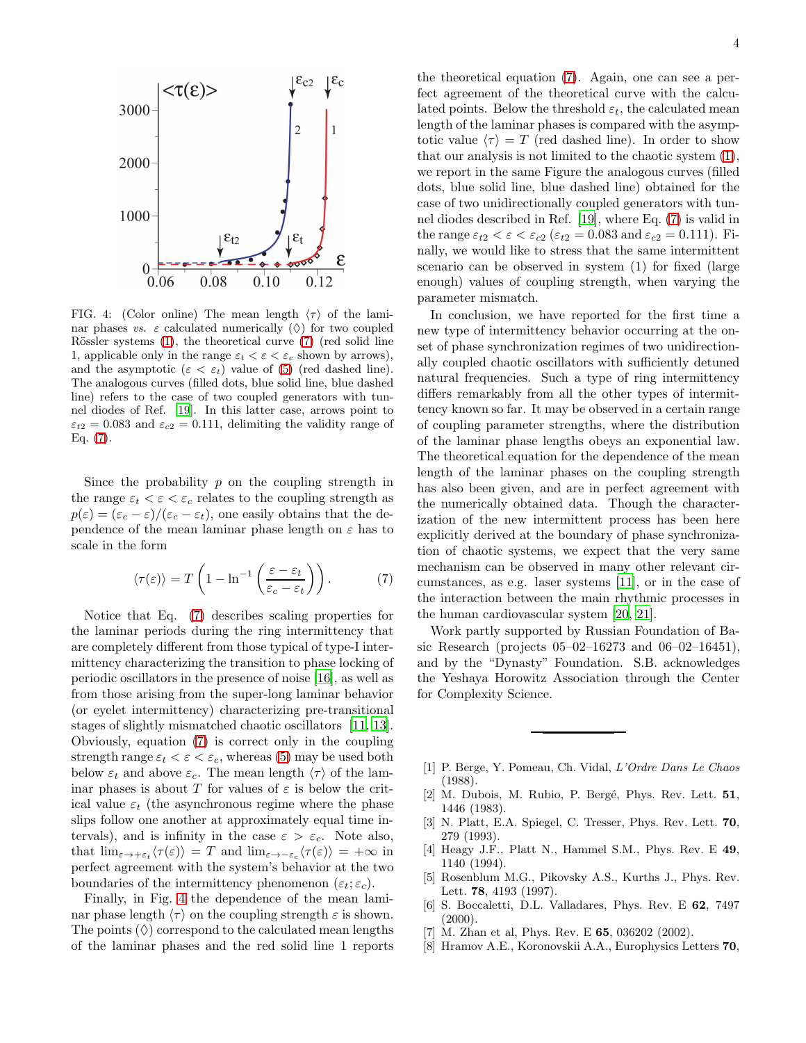FIG. 4: (Color online) The mean length $\langle\tau\rangle$ of the laminar phases *vs.* $\varepsilon$ calculated numerically ($\Diamond$) for two coupled Rössler systems (1), the theoretical curve (7) (red solid line 1, applicable only in the range $\varepsilon_t < \varepsilon < \varepsilon_c$ shown by arrows), and the asymptotic ($\varepsilon < \varepsilon_t$) value of (5) (red dashed line). The analogous curves (filled dots, blue solid line, blue dashed line) refers to the case of two coupled generators with tunnel diodes of Ref. [19]. In this latter case, arrows point to $\varepsilon_{t2} = 0.083$ and $\varepsilon_{c2} = 0.111$, delimiting the validity range of Eq. (7).

Since the probability $p$ on the coupling strength in the range $\varepsilon_t < \varepsilon < \varepsilon_c$ relates to the coupling strength as $p(\varepsilon) = (\varepsilon_c - \varepsilon)/(\varepsilon_c - \varepsilon_t)$, one easily obtains that the dependence of the mean laminar phase length on $\varepsilon$ has to scale in the form

$$\langle\tau(\varepsilon)\rangle = T\left(1 - \ln^{-1}\left(\frac{\varepsilon - \varepsilon_t}{\varepsilon_c - \varepsilon_t}\right)\right). \tag{7}$$

Notice that Eq. (7) describes scaling properties for the laminar periods during the ring intermittency that are completely different from those typical of type-I intermittency characterizing the transition to phase locking of periodic oscillators in the presence of noise [16], as well as from those arising from the super-long laminar behavior (or eyelet intermittency) characterizing pre-transitional stages of slightly mismatched chaotic oscillators [11, 13]. Obviously, equation (7) is correct only in the coupling strength range $\varepsilon_t < \varepsilon < \varepsilon_c$, whereas (5) may be used both below $\varepsilon_t$ and above $\varepsilon_c$. The mean length $\langle\tau\rangle$ of the laminar phases is about $T$ for values of $\varepsilon$ is below the critical value $\varepsilon_t$ (the asynchronous regime where the phase slips follow one another at approximately equal time intervals), and is infinity in the case $\varepsilon > \varepsilon_c$. Note also, that $\lim_{\varepsilon \to +\varepsilon_t} \langle\tau(\varepsilon)\rangle = T$ and $\lim_{\varepsilon \to -\varepsilon_c} \langle\tau(\varepsilon)\rangle = +\infty$ in perfect agreement with the system's behavior at the two boundaries of the intermittency phenomenon $(\varepsilon_t; \varepsilon_c)$.

Finally, in Fig. 4 the dependence of the mean laminar phase length $\langle\tau\rangle$ on the coupling strength $\varepsilon$ is shown. The points ($\Diamond$) correspond to the calculated mean lengths of the laminar phases and the red solid line 1 reports the theoretical equation (7). Again, one can see a perfect agreement of the theoretical curve with the calculated points. Below the threshold $\varepsilon_t$, the calculated mean length of the laminar phases is compared with the asymptotic value $\langle\tau\rangle = T$ (red dashed line). In order to show that our analysis is not limited to the chaotic system (1), we report in the same Figure the analogous curves (filled dots, blue solid line, blue dashed line) obtained for the case of two unidirectionally coupled generators with tunnel diodes described in Ref. [19], where Eq. (7) is valid in the range $\varepsilon_{t2} < \varepsilon < \varepsilon_{c2}$ ($\varepsilon_{t2} = 0.083$ and $\varepsilon_{c2} = 0.111$). Finally, we would like to stress that the same intermittent scenario can be observed in system (1) for fixed (large enough) values of coupling strength, when varying the parameter mismatch.

In conclusion, we have reported for the first time a new type of intermittency behavior occurring at the onset of phase synchronization regimes of two unidirectionally coupled chaotic oscillators with sufficiently detuned natural frequencies. Such a type of ring intermittency differs remarkably from all the other types of intermittency known so far. It may be observed in a certain range of coupling parameter strengths, where the distribution of the laminar phase lengths obeys an exponential law. The theoretical equation for the dependence of the mean length of the laminar phases on the coupling strength has also been given, and are in perfect agreement with the numerically obtained data. Though the characterization of the new intermittent process has been here explicitly derived at the boundary of phase synchronization of chaotic systems, we expect that the very same mechanism can be observed in many other relevant circumstances, as e.g. laser systems [11], or in the case of the interaction between the main rhythmic processes in the human cardiovascular system [20, 21].

Work partly supported by Russian Foundation of Basic Research (projects 05–02–16273 and 06–02–16451), and by the "Dynasty" Foundation. S.B. acknowledges the Yeshaya Horowitz Association through the Center for Complexity Science.

---

[1] P. Berge, Y. Pomeau, Ch. Vidal, *L'Ordre Dans Le Chaos* (1988).

[2] M. Dubois, M. Rubio, P. Bergé, Phys. Rev. Lett. **51**, 1446 (1983).

[3] N. Platt, E.A. Spiegel, C. Tresser, Phys. Rev. Lett. **70**, 279 (1993).

[4] Heagy J.F., Platt N., Hammel S.M., Phys. Rev. E **49**, 1140 (1994).

[5] Rosenblum M.G., Pikovsky A.S., Kurths J., Phys. Rev. Lett. **78**, 4193 (1997).

[6] S. Boccaletti, D.L. Valladares, Phys. Rev. E **62**, 7497 (2000).

[7] M. Zhan et al, Phys. Rev. E **65**, 036202 (2002).

[8] Hramov A.E., Koronovskii A.A., Europhysics Letters **70**,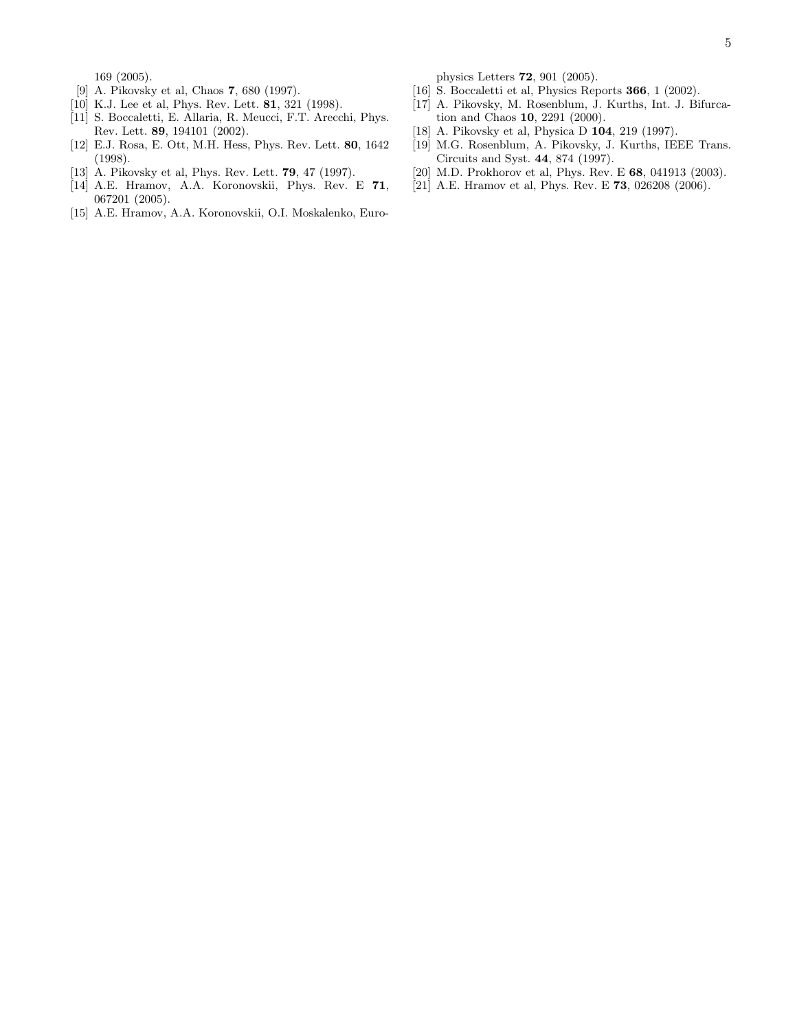169 (2005).

[9] A. Pikovsky et al, Chaos **7**, 680 (1997).

[10] K.J. Lee et al, Phys. Rev. Lett. **81**, 321 (1998).

[11] S. Boccaletti, E. Allaria, R. Meucci, F.T. Arecchi, Phys. Rev. Lett. **89**, 194101 (2002).

[12] E.J. Rosa, E. Ott, M.H. Hess, Phys. Rev. Lett. **80**, 1642 (1998).

[13] A. Pikovsky et al, Phys. Rev. Lett. **79**, 47 (1997).

[14] A.E. Hramov, A.A. Koronovskii, Phys. Rev. E **71**, 067201 (2005).

[15] A.E. Hramov, A.A. Koronovskii, O.I. Moskalenko, Europhysics Letters **72**, 901 (2005).

[16] S. Boccaletti et al, Physics Reports **366**, 1 (2002).

[17] A. Pikovsky, M. Rosenblum, J. Kurths, Int. J. Bifurcation and Chaos **10**, 2291 (2000).

[18] A. Pikovsky et al, Physica D **104**, 219 (1997).

[19] M.G. Rosenblum, A. Pikovsky, J. Kurths, IEEE Trans. Circuits and Syst. **44**, 874 (1997).

[20] M.D. Prokhorov et al, Phys. Rev. E **68**, 041913 (2003).

[21] A.E. Hramov et al, Phys. Rev. E **73**, 026208 (2006).